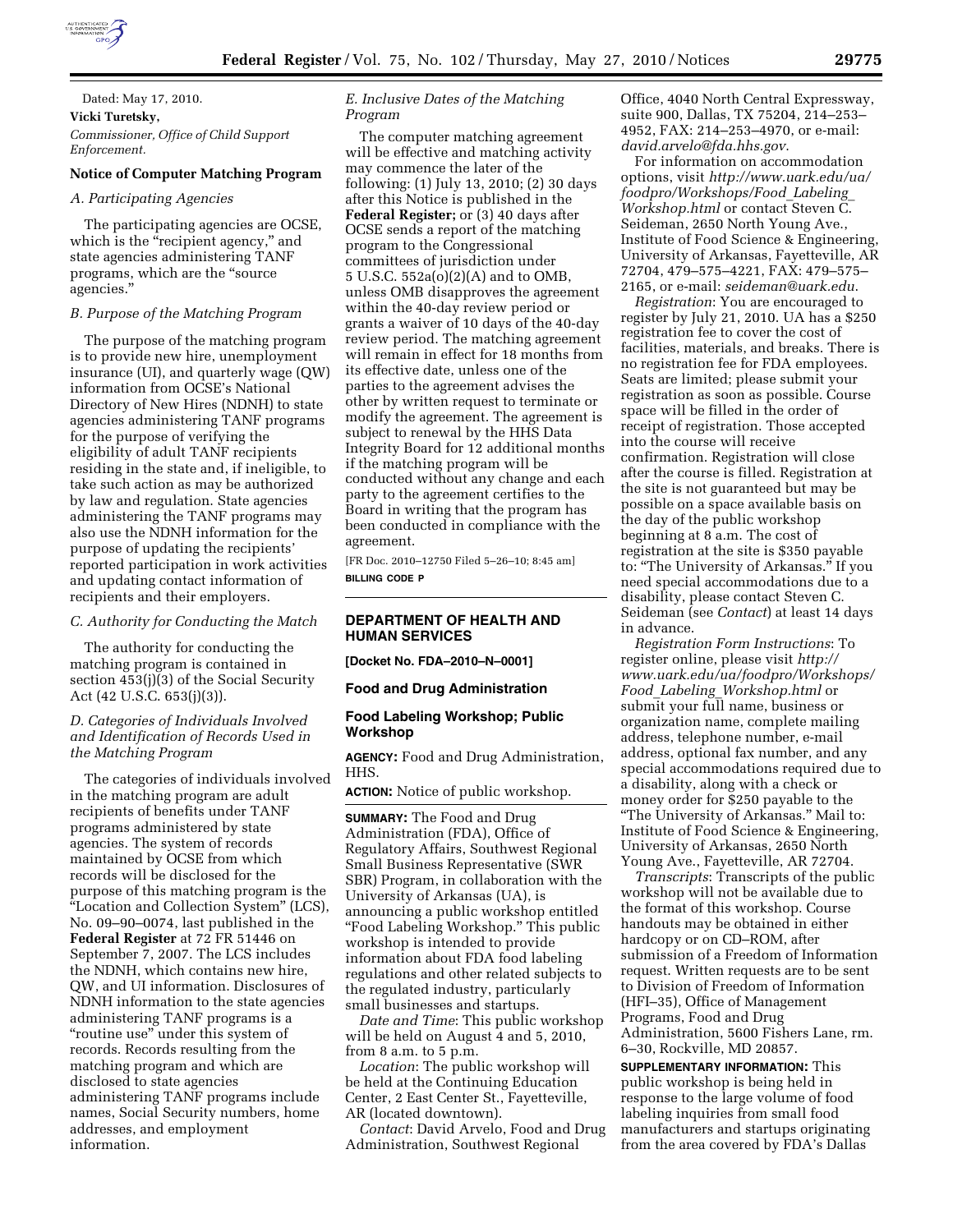Dated: May 17, 2010.

**Vicki Turetsky,**

*Commissioner, Office of Child Support Enforcement.*

**Notice of Computer Matching Program**

*A. Participating Agencies*

The participating agencies are OCSE, which is the "recipient agency," and state agencies administering TANF programs, which are the "source agencies."

*B. Purpose of the Matching Program*

The purpose of the matching program is to provide new hire, unemployment insurance (UI), and quarterly wage (QW) information from OCSE's National Directory of New Hires (NDNH) to state agencies administering TANF programs for the purpose of verifying the eligibility of adult TANF recipients residing in the state and, if ineligible, to take such action as may be authorized by law and regulation. State agencies administering the TANF programs may also use the NDNH information for the purpose of updating the recipients' reported participation in work activities and updating contact information of recipients and their employers.

*C. Authority for Conducting the Match*

The authority for conducting the matching program is contained in section 453(j)(3) of the Social Security Act (42 U.S.C. 653(j)(3)).

*D. Categories of Individuals Involved and Identification of Records Used in the Matching Program*

The categories of individuals involved in the matching program are adult recipients of benefits under TANF programs administered by state agencies. The system of records maintained by OCSE from which records will be disclosed for the purpose of this matching program is the "Location and Collection System" (LCS), No. 09–90–0074, last published in the **Federal Register** at 72 FR 51446 on September 7, 2007. The LCS includes the NDNH, which contains new hire, QW, and UI information. Disclosures of NDNH information to the state agencies administering TANF programs is a "routine use" under this system of records. Records resulting from the matching program and which are disclosed to state agencies administering TANF programs include names, Social Security numbers, home addresses, and employment information.

*E. Inclusive Dates of the Matching Program*

The computer matching agreement will be effective and matching activity may commence the later of the following: (1) July 13, 2010; (2) 30 days after this Notice is published in the **Federal Register;** or (3) 40 days after OCSE sends a report of the matching program to the Congressional committees of jurisdiction under 5 U.S.C. 552a(o)(2)(A) and to OMB, unless OMB disapproves the agreement within the 40-day review period or grants a waiver of 10 days of the 40-day review period. The matching agreement will remain in effect for 18 months from its effective date, unless one of the parties to the agreement advises the other by written request to terminate or modify the agreement. The agreement is subject to renewal by the HHS Data Integrity Board for 12 additional months if the matching program will be conducted without any change and each party to the agreement certifies to the Board in writing that the program has been conducted in compliance with the agreement.

[FR Doc. 2010–12750 Filed 5–26–10; 8:45 am]

**BILLING CODE P**

## DEPARTMENT OF HEALTH AND HUMAN SERVICES

**[Docket No. FDA–2010–N–0001]**

## Food and Drug Administration

## Food Labeling Workshop; Public Workshop

**AGENCY:** Food and Drug Administration, HHS.

**ACTION:** Notice of public workshop.

**SUMMARY:** The Food and Drug Administration (FDA), Office of Regulatory Affairs, Southwest Regional Small Business Representative (SWR SBR) Program, in collaboration with the University of Arkansas (UA), is announcing a public workshop entitled "Food Labeling Workshop." This public workshop is intended to provide information about FDA food labeling regulations and other related subjects to the regulated industry, particularly small businesses and startups.

*Date and Time*: This public workshop will be held on August 4 and 5, 2010, from 8 a.m. to 5 p.m.

*Location*: The public workshop will be held at the Continuing Education Center, 2 East Center St., Fayetteville, AR (located downtown).

*Contact*: David Arvelo, Food and Drug Administration, Southwest Regional Office, 4040 North Central Expressway, suite 900, Dallas, TX 75204, 214–253–4952, FAX: 214–253–4970, or e-mail: *david.arvelo@fda.hhs.gov*.

For information on accommodation options, visit *http://www.uark.edu/ua/foodpro/Workshops/Food_Labeling_Workshop.html* or contact Steven C. Seideman, 2650 North Young Ave., Institute of Food Science & Engineering, University of Arkansas, Fayetteville, AR 72704, 479–575–4221, FAX: 479–575–2165, or e-mail: *seideman@uark.edu*.

*Registration*: You are encouraged to register by July 21, 2010. UA has a $250 registration fee to cover the cost of facilities, materials, and breaks. There is no registration fee for FDA employees. Seats are limited; please submit your registration as soon as possible. Course space will be filled in the order of receipt of registration. Those accepted into the course will receive confirmation. Registration will close after the course is filled. Registration at the site is not guaranteed but may be possible on a space available basis on the day of the public workshop beginning at 8 a.m. The cost of registration at the site is $350 payable to: "The University of Arkansas." If you need special accommodations due to a disability, please contact Steven C. Seideman (see *Contact*) at least 14 days in advance.

*Registration Form Instructions*: To register online, please visit *http://www.uark.edu/ua/foodpro/Workshops/Food_Labeling_Workshop.html* or submit your full name, business or organization name, complete mailing address, telephone number, e-mail address, optional fax number, and any special accommodations required due to a disability, along with a check or money order for $250 payable to the "The University of Arkansas." Mail to: Institute of Food Science & Engineering, University of Arkansas, 2650 North Young Ave., Fayetteville, AR 72704.

*Transcripts*: Transcripts of the public workshop will not be available due to the format of this workshop. Course handouts may be obtained in either hardcopy or on CD–ROM, after submission of a Freedom of Information request. Written requests are to be sent to Division of Freedom of Information (HFI–35), Office of Management Programs, Food and Drug Administration, 5600 Fishers Lane, rm. 6–30, Rockville, MD 20857.

**SUPPLEMENTARY INFORMATION:** This public workshop is being held in response to the large volume of food labeling inquiries from small food manufacturers and startups originating from the area covered by FDA's Dallas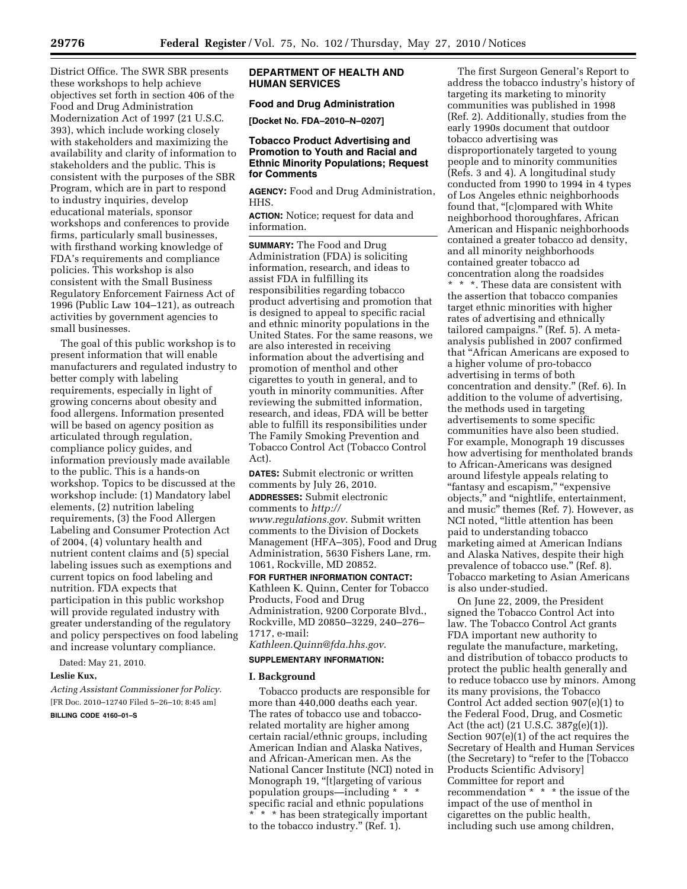District Office. The SWR SBR presents these workshops to help achieve objectives set forth in section 406 of the Food and Drug Administration Modernization Act of 1997 (21 U.S.C. 393), which include working closely with stakeholders and maximizing the availability and clarity of information to stakeholders and the public. This is consistent with the purposes of the SBR Program, which are in part to respond to industry inquiries, develop educational materials, sponsor workshops and conferences to provide firms, particularly small businesses, with firsthand working knowledge of FDA's requirements and compliance policies. This workshop is also consistent with the Small Business Regulatory Enforcement Fairness Act of 1996 (Public Law 104–121), as outreach activities by government agencies to small businesses.

The goal of this public workshop is to present information that will enable manufacturers and regulated industry to better comply with labeling requirements, especially in light of growing concerns about obesity and food allergens. Information presented will be based on agency position as articulated through regulation, compliance policy guides, and information previously made available to the public. This is a hands-on workshop. Topics to be discussed at the workshop include: (1) Mandatory label elements, (2) nutrition labeling requirements, (3) the Food Allergen Labeling and Consumer Protection Act of 2004, (4) voluntary health and nutrient content claims and (5) special labeling issues such as exemptions and current topics on food labeling and nutrition. FDA expects that participation in this public workshop will provide regulated industry with greater understanding of the regulatory and policy perspectives on food labeling and increase voluntary compliance.

Dated: May 21, 2010.

**Leslie Kux,**

*Acting Assistant Commissioner for Policy.*

[FR Doc. 2010–12740 Filed 5–26–10; 8:45 am]

**BILLING CODE 4160–01–S**

## DEPARTMENT OF HEALTH AND HUMAN SERVICES

### Food and Drug Administration

**[Docket No. FDA–2010–N–0207]**

### Tobacco Product Advertising and Promotion to Youth and Racial and Ethnic Minority Populations; Request for Comments

**AGENCY:** Food and Drug Administration, HHS.

**ACTION:** Notice; request for data and information.

**SUMMARY:** The Food and Drug Administration (FDA) is soliciting information, research, and ideas to assist FDA in fulfilling its responsibilities regarding tobacco product advertising and promotion that is designed to appeal to specific racial and ethnic minority populations in the United States. For the same reasons, we are also interested in receiving information about the advertising and promotion of menthol and other cigarettes to youth in general, and to youth in minority communities. After reviewing the submitted information, research, and ideas, FDA will be better able to fulfill its responsibilities under The Family Smoking Prevention and Tobacco Control Act (Tobacco Control Act).

**DATES:** Submit electronic or written comments by July 26, 2010.

**ADDRESSES:** Submit electronic comments to *http://www.regulations.gov*. Submit written comments to the Division of Dockets Management (HFA–305), Food and Drug Administration, 5630 Fishers Lane, rm. 1061, Rockville, MD 20852.

**FOR FURTHER INFORMATION CONTACT:** Kathleen K. Quinn, Center for Tobacco Products, Food and Drug Administration, 9200 Corporate Blvd., Rockville, MD 20850–3229, 240–276–1717, e-mail: *Kathleen.Quinn@fda.hhs.gov*.

**SUPPLEMENTARY INFORMATION:**

**I. Background**

Tobacco products are responsible for more than 440,000 deaths each year. The rates of tobacco use and tobacco-related mortality are higher among certain racial/ethnic groups, including American Indian and Alaska Natives, and African-American men. As the National Cancer Institute (NCI) noted in Monograph 19, "[t]argeting of various population groups—including * * * specific racial and ethnic populations * * * has been strategically important to the tobacco industry." (Ref. 1).

The first Surgeon General's Report to address the tobacco industry's history of targeting its marketing to minority communities was published in 1998 (Ref. 2). Additionally, studies from the early 1990s document that outdoor tobacco advertising was disproportionately targeted to young people and to minority communities (Refs. 3 and 4). A longitudinal study conducted from 1990 to 1994 in 4 types of Los Angeles ethnic neighborhoods found that, "[c]ompared with White neighborhood thoroughfares, African American and Hispanic neighborhoods contained a greater tobacco ad density, and all minority neighborhoods contained greater tobacco ad concentration along the roadsides * * *. These data are consistent with the assertion that tobacco companies target ethnic minorities with higher rates of advertising and ethnically tailored campaigns." (Ref. 5). A meta-analysis published in 2007 confirmed that "African Americans are exposed to a higher volume of pro-tobacco advertising in terms of both concentration and density." (Ref. 6). In addition to the volume of advertising, the methods used in targeting advertisements to some specific communities have also been studied. For example, Monograph 19 discusses how advertising for mentholated brands to African-Americans was designed around lifestyle appeals relating to "fantasy and escapism," "expensive objects," and "nightlife, entertainment, and music" themes (Ref. 7). However, as NCI noted, "little attention has been paid to understanding tobacco marketing aimed at American Indians and Alaska Natives, despite their high prevalence of tobacco use." (Ref. 8). Tobacco marketing to Asian Americans is also under-studied.

On June 22, 2009, the President signed the Tobacco Control Act into law. The Tobacco Control Act grants FDA important new authority to regulate the manufacture, marketing, and distribution of tobacco products to protect the public health generally and to reduce tobacco use by minors. Among its many provisions, the Tobacco Control Act added section 907(e)(1) to the Federal Food, Drug, and Cosmetic Act (the act) (21 U.S.C. 387g(e)(1)). Section 907(e)(1) of the act requires the Secretary of Health and Human Services (the Secretary) to "refer to the [Tobacco Products Scientific Advisory] Committee for report and recommendation * * * the issue of the impact of the use of menthol in cigarettes on the public health, including such use among children,